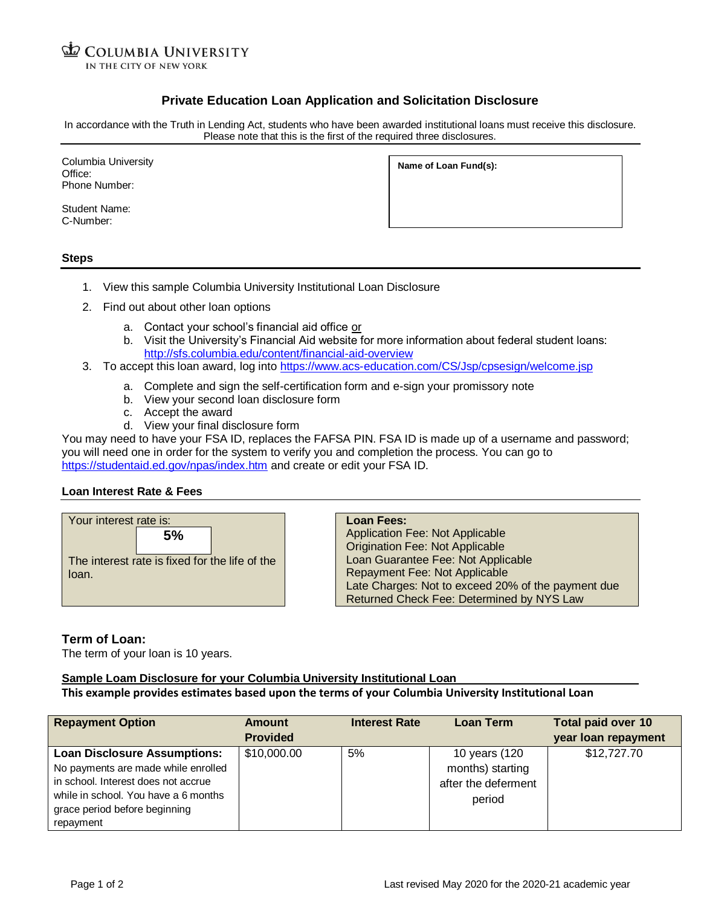COLUMBIA UNIVERSITY
IN THE CITY OF NEW YORK

## Private Education Loan Application and Solicitation Disclosure

In accordance with the Truth in Lending Act, students who have been awarded institutional loans must receive this disclosure. Please note that this is the first of the required three disclosures.

Columbia University
Office:
Phone Number:

Student Name:
C-Number:

**Name of Loan Fund(s):**

### Steps

1. View this sample Columbia University Institutional Loan Disclosure
2. Find out about other loan options
   a. Contact your school's financial aid office or
   b. Visit the University's Financial Aid website for more information about federal student loans: http://sfs.columbia.edu/content/financial-aid-overview
3. To accept this loan award, log into https://www.acs-education.com/CS/Jsp/cpsesign/welcome.jsp
   a. Complete and sign the self-certification form and e-sign your promissory note
   b. View your second loan disclosure form
   c. Accept the award
   d. View your final disclosure form

You may need to have your FSA ID, replaces the FAFSA PIN. FSA ID is made up of a username and password; you will need one in order for the system to verify you and completion the process. You can go to https://studentaid.ed.gov/npas/index.htm and create or edit your FSA ID.

### Loan Interest Rate & Fees

Your interest rate is:

**5%**

The interest rate is fixed for the life of the loan.

**Loan Fees:**
Application Fee: Not Applicable
Origination Fee: Not Applicable
Loan Guarantee Fee: Not Applicable
Repayment Fee: Not Applicable
Late Charges: Not to exceed 20% of the payment due
Returned Check Fee: Determined by NYS Law

### Term of Loan:

The term of your loan is 10 years.

**Sample Loam Disclosure for your Columbia University Institutional Loan**

**This example provides estimates based upon the terms of your Columbia University Institutional Loan**

| Repayment Option | Amount Provided | Interest Rate | Loan Term | Total paid over 10 year loan repayment |
|---|---|---|---|---|
| **Loan Disclosure Assumptions:** No payments are made while enrolled in school. Interest does not accrue while in school. You have a 6 months grace period before beginning repayment | $10,000.00 | 5% | 10 years (120 months) starting after the deferment period | $12,727.70 |

Last revised May 2020 for the 2020-21 academic year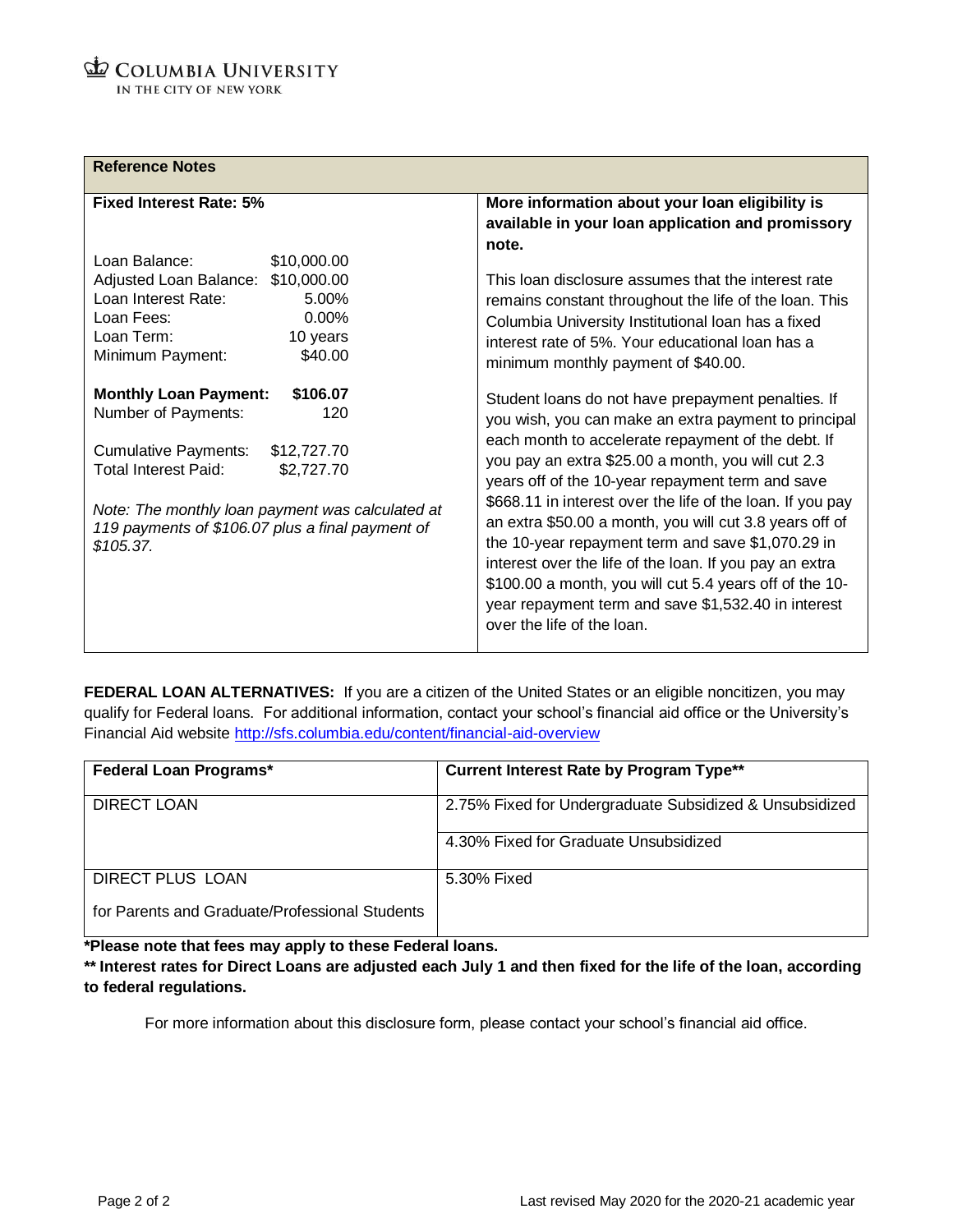Columbia University
IN THE CITY OF NEW YORK

## Reference Notes

**Fixed Interest Rate: 5%**

| | |
|---|---|
| Loan Balance: | $10,000.00 |
| Adjusted Loan Balance: | $10,000.00 |
| Loan Interest Rate: | 5.00% |
| Loan Fees: | 0.00% |
| Loan Term: | 10 years |
| Minimum Payment: | $40.00 |
| **Monthly Loan Payment:** | **$106.07** |
| Number of Payments: | 120 |
| Cumulative Payments: | $12,727.70 |
| Total Interest Paid: | $2,727.70 |

*Note: The monthly loan payment was calculated at 119 payments of $106.07 plus a final payment of $105.37.*

**More information about your loan eligibility is available in your loan application and promissory note.**

This loan disclosure assumes that the interest rate remains constant throughout the life of the loan. This Columbia University Institutional loan has a fixed interest rate of 5%. Your educational loan has a minimum monthly payment of $40.00.

Student loans do not have prepayment penalties. If you wish, you can make an extra payment to principal each month to accelerate repayment of the debt. If you pay an extra $25.00 a month, you will cut 2.3 years off of the 10-year repayment term and save $668.11 in interest over the life of the loan. If you pay an extra $50.00 a month, you will cut 3.8 years off of the 10-year repayment term and save $1,070.29 in interest over the life of the loan. If you pay an extra $100.00 a month, you will cut 5.4 years off of the 10-year repayment term and save $1,532.40 in interest over the life of the loan.

**FEDERAL LOAN ALTERNATIVES:** If you are a citizen of the United States or an eligible noncitizen, you may qualify for Federal loans. For additional information, contact your school's financial aid office or the University's Financial Aid website http://sfs.columbia.edu/content/financial-aid-overview

| Federal Loan Programs* | Current Interest Rate by Program Type** |
|---|---|
| DIRECT LOAN | 2.75% Fixed for Undergraduate Subsidized & Unsubsidized |
| | 4.30% Fixed for Graduate Unsubsidized |
| DIRECT PLUS LOAN<br>for Parents and Graduate/Professional Students | 5.30% Fixed |

**\*Please note that fees may apply to these Federal loans.**

**\*\* Interest rates for Direct Loans are adjusted each July 1 and then fixed for the life of the loan, according to federal regulations.**

For more information about this disclosure form, please contact your school's financial aid office.

Last revised May 2020 for the 2020-21 academic year